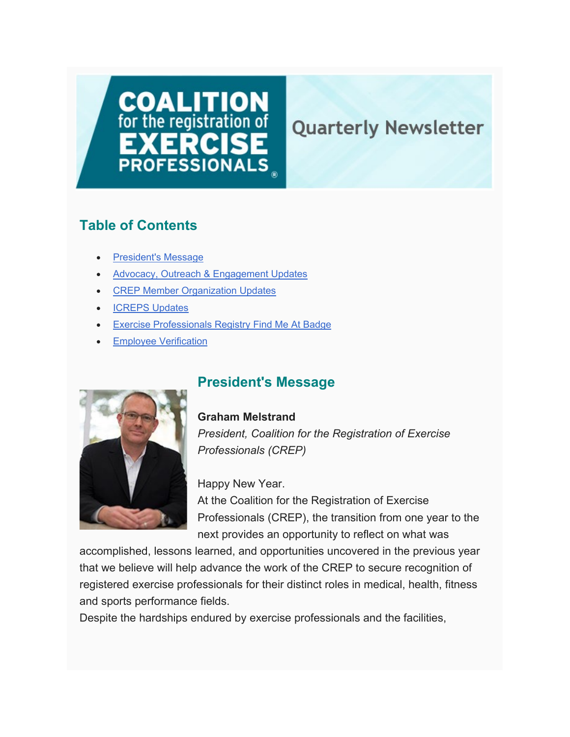# COALITION for the registration of EXERCISE PROFESSIONALS® Quarterly Newsletter

## Table of Contents

- President's Message
- Advocacy, Outreach & Engagement Updates
- CREP Member Organization Updates
- ICREPS Updates
- Exercise Professionals Registry Find Me At Badge
- Employee Verification

## President's Message

**Graham Melstrand**
*President, Coalition for the Registration of Exercise Professionals (CREP)*

Happy New Year.
At the Coalition for the Registration of Exercise Professionals (CREP), the transition from one year to the next provides an opportunity to reflect on what was accomplished, lessons learned, and opportunities uncovered in the previous year that we believe will help advance the work of the CREP to secure recognition of registered exercise professionals for their distinct roles in medical, health, fitness and sports performance fields.
Despite the hardships endured by exercise professionals and the facilities,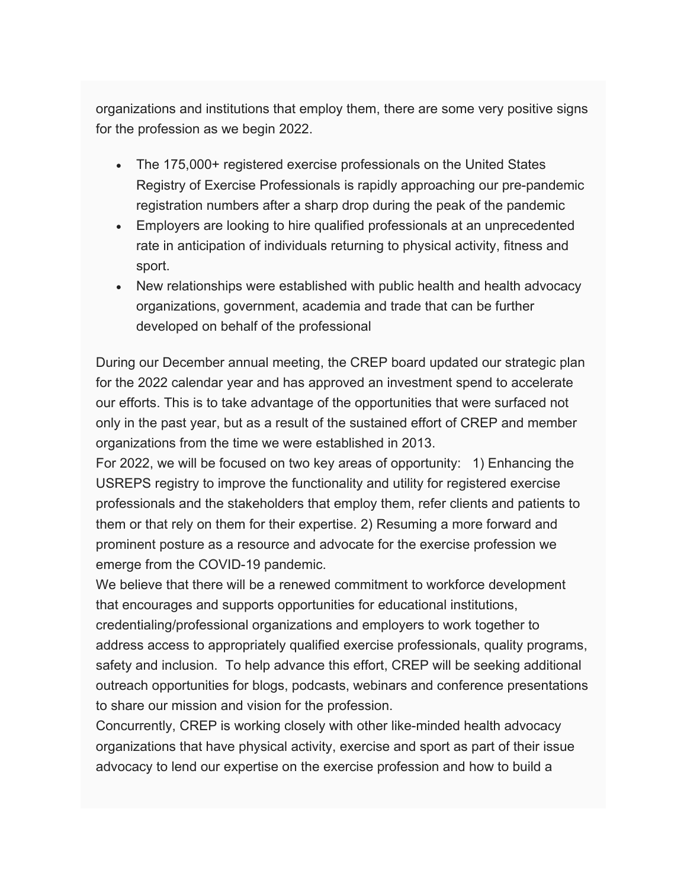organizations and institutions that employ them, there are some very positive signs for the profession as we begin 2022.

- The 175,000+ registered exercise professionals on the United States Registry of Exercise Professionals is rapidly approaching our pre-pandemic registration numbers after a sharp drop during the peak of the pandemic
- Employers are looking to hire qualified professionals at an unprecedented rate in anticipation of individuals returning to physical activity, fitness and sport.
- New relationships were established with public health and health advocacy organizations, government, academia and trade that can be further developed on behalf of the professional

During our December annual meeting, the CREP board updated our strategic plan for the 2022 calendar year and has approved an investment spend to accelerate our efforts. This is to take advantage of the opportunities that were surfaced not only in the past year, but as a result of the sustained effort of CREP and member organizations from the time we were established in 2013.

For 2022, we will be focused on two key areas of opportunity: 1) Enhancing the USREPS registry to improve the functionality and utility for registered exercise professionals and the stakeholders that employ them, refer clients and patients to them or that rely on them for their expertise. 2) Resuming a more forward and prominent posture as a resource and advocate for the exercise profession we emerge from the COVID-19 pandemic.

We believe that there will be a renewed commitment to workforce development that encourages and supports opportunities for educational institutions, credentialing/professional organizations and employers to work together to address access to appropriately qualified exercise professionals, quality programs, safety and inclusion. To help advance this effort, CREP will be seeking additional outreach opportunities for blogs, podcasts, webinars and conference presentations to share our mission and vision for the profession.

Concurrently, CREP is working closely with other like-minded health advocacy organizations that have physical activity, exercise and sport as part of their issue advocacy to lend our expertise on the exercise profession and how to build a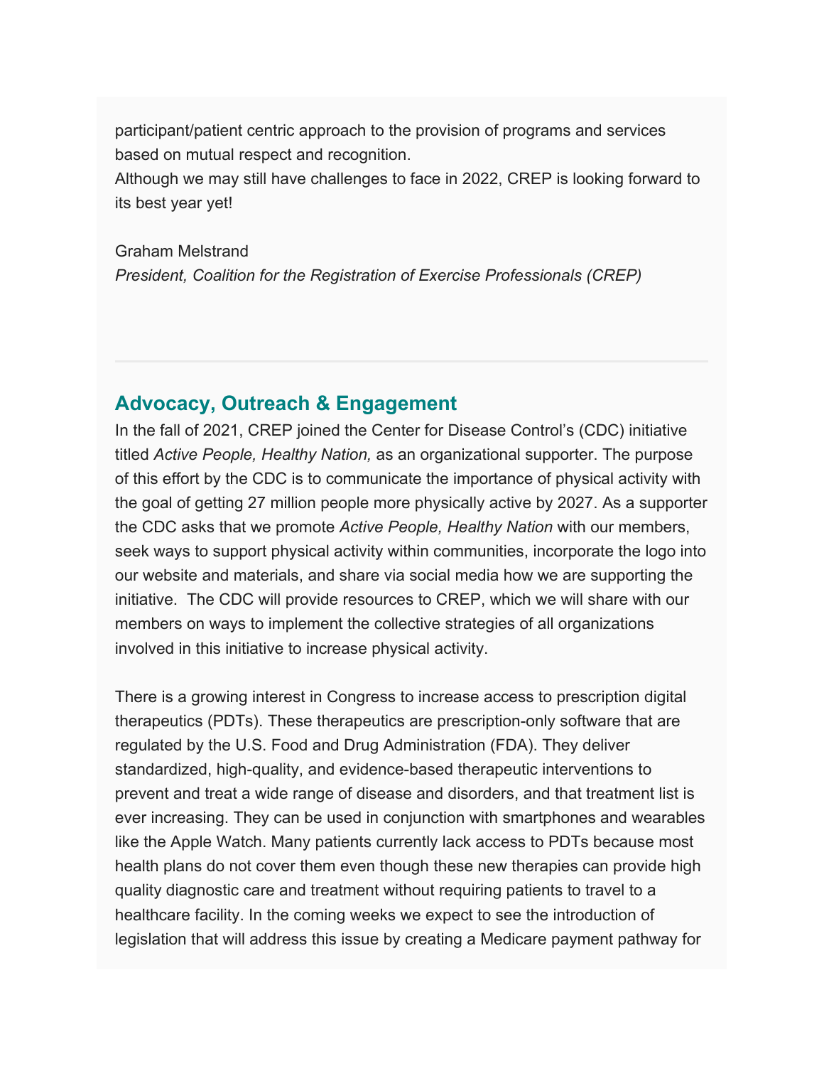participant/patient centric approach to the provision of programs and services based on mutual respect and recognition.
Although we may still have challenges to face in 2022, CREP is looking forward to its best year yet!

Graham Melstrand
*President, Coalition for the Registration of Exercise Professionals (CREP)*

---

## Advocacy, Outreach & Engagement

In the fall of 2021, CREP joined the Center for Disease Control's (CDC) initiative titled *Active People, Healthy Nation,* as an organizational supporter. The purpose of this effort by the CDC is to communicate the importance of physical activity with the goal of getting 27 million people more physically active by 2027. As a supporter the CDC asks that we promote *Active People, Healthy Nation* with our members, seek ways to support physical activity within communities, incorporate the logo into our website and materials, and share via social media how we are supporting the initiative.  The CDC will provide resources to CREP, which we will share with our members on ways to implement the collective strategies of all organizations involved in this initiative to increase physical activity.

There is a growing interest in Congress to increase access to prescription digital therapeutics (PDTs). These therapeutics are prescription-only software that are regulated by the U.S. Food and Drug Administration (FDA). They deliver standardized, high-quality, and evidence-based therapeutic interventions to prevent and treat a wide range of disease and disorders, and that treatment list is ever increasing. They can be used in conjunction with smartphones and wearables like the Apple Watch. Many patients currently lack access to PDTs because most health plans do not cover them even though these new therapies can provide high quality diagnostic care and treatment without requiring patients to travel to a healthcare facility. In the coming weeks we expect to see the introduction of legislation that will address this issue by creating a Medicare payment pathway for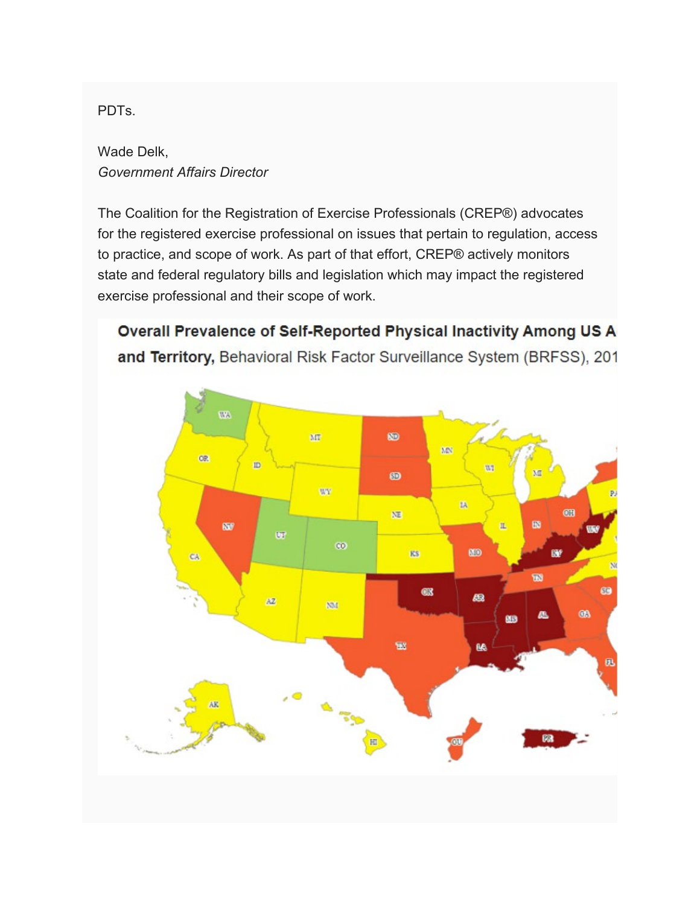PDTs.

Wade Delk,
*Government Affairs Director*

The Coalition for the Registration of Exercise Professionals (CREP®) advocates for the registered exercise professional on issues that pertain to regulation, access to practice, and scope of work. As part of that effort, CREP® actively monitors state and federal regulatory bills and legislation which may impact the registered exercise professional and their scope of work.

**Overall Prevalence of Self-Reported Physical Inactivity Among US A and Territory,** Behavioral Risk Factor Surveillance System (BRFSS), 201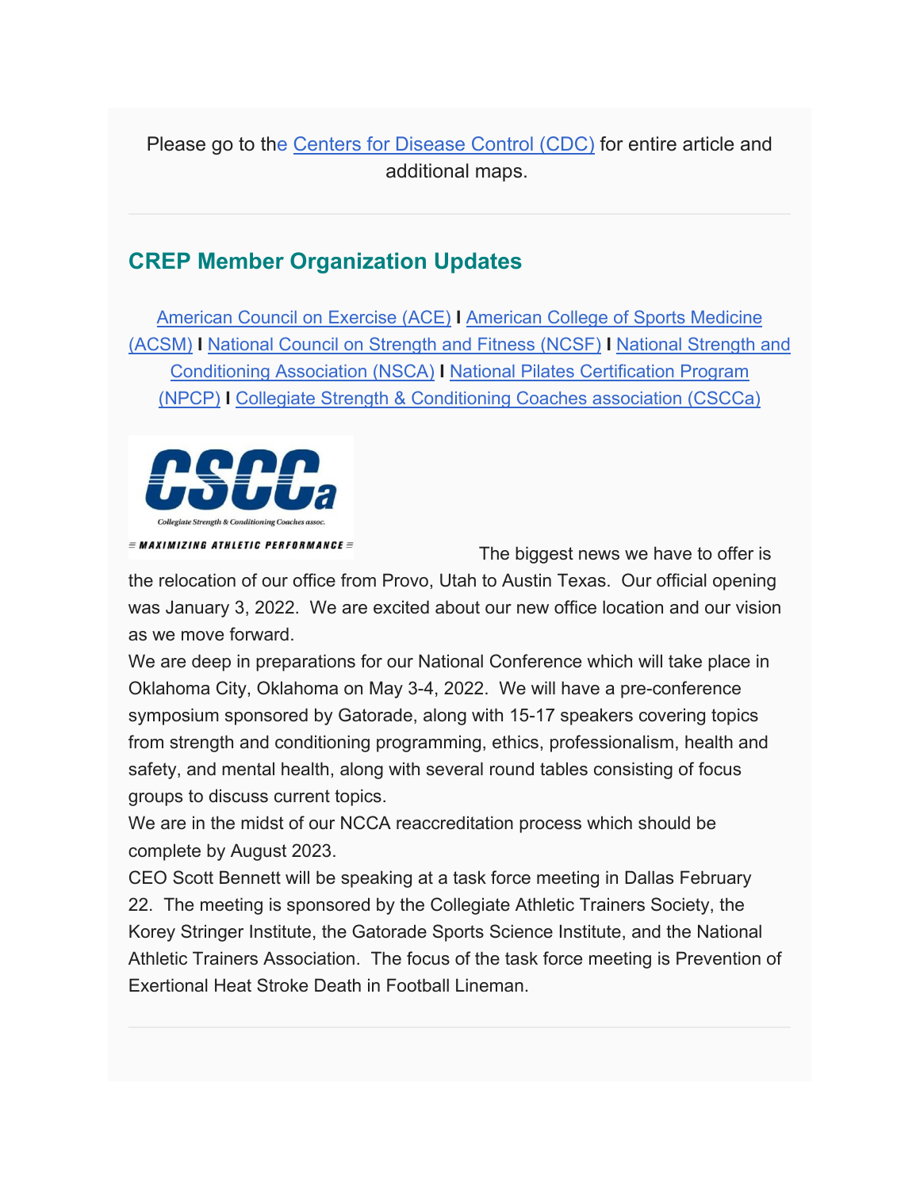Please go to the [Centers for Disease Control (CDC)]() for entire article and additional maps.

---

## CREP Member Organization Updates

[American Council on Exercise (ACE)]() I [American College of Sports Medicine (ACSM)]() I [National Council on Strength and Fitness (NCSF)]() I [National Strength and Conditioning Association (NSCA)]() I [National Pilates Certification Program (NPCP)]() I [Collegiate Strength & Conditioning Coaches association (CSCCa)]()

CSCCa
Collegiate Strength & Conditioning Coaches assoc.
≡ MAXIMIZING ATHLETIC PERFORMANCE ≡

The biggest news we have to offer is the relocation of our office from Provo, Utah to Austin Texas. Our official opening was January 3, 2022. We are excited about our new office location and our vision as we move forward.

We are deep in preparations for our National Conference which will take place in Oklahoma City, Oklahoma on May 3-4, 2022. We will have a pre-conference symposium sponsored by Gatorade, along with 15-17 speakers covering topics from strength and conditioning programming, ethics, professionalism, health and safety, and mental health, along with several round tables consisting of focus groups to discuss current topics.

We are in the midst of our NCCA reaccreditation process which should be complete by August 2023.

CEO Scott Bennett will be speaking at a task force meeting in Dallas February 22. The meeting is sponsored by the Collegiate Athletic Trainers Society, the Korey Stringer Institute, the Gatorade Sports Science Institute, and the National Athletic Trainers Association. The focus of the task force meeting is Prevention of Exertional Heat Stroke Death in Football Lineman.

---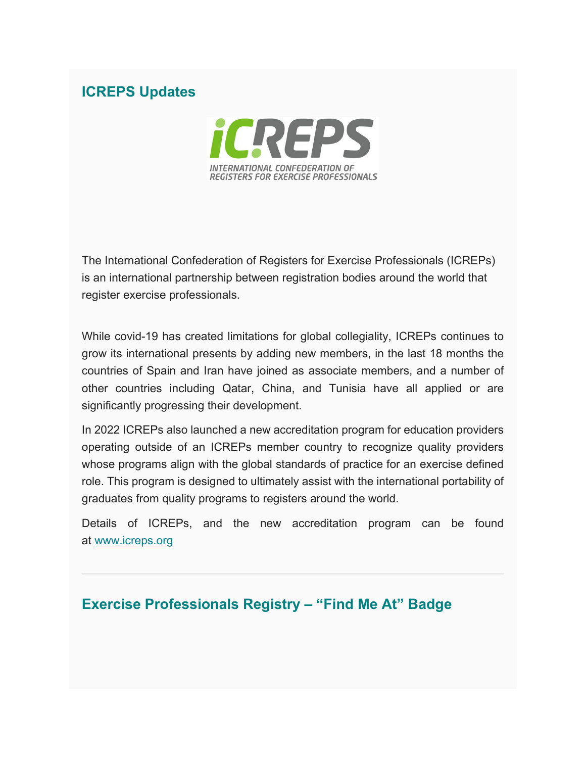## ICREPS Updates

The International Confederation of Registers for Exercise Professionals (ICREPs) is an international partnership between registration bodies around the world that register exercise professionals.

While covid-19 has created limitations for global collegiality, ICREPs continues to grow its international presents by adding new members, in the last 18 months the countries of Spain and Iran have joined as associate members, and a number of other countries including Qatar, China, and Tunisia have all applied or are significantly progressing their development.

In 2022 ICREPs also launched a new accreditation program for education providers operating outside of an ICREPs member country to recognize quality providers whose programs align with the global standards of practice for an exercise defined role. This program is designed to ultimately assist with the international portability of graduates from quality programs to registers around the world.

Details of ICREPs, and the new accreditation program can be found at [www.icreps.org](http://www.icreps.org)

---

## Exercise Professionals Registry – “Find Me At” Badge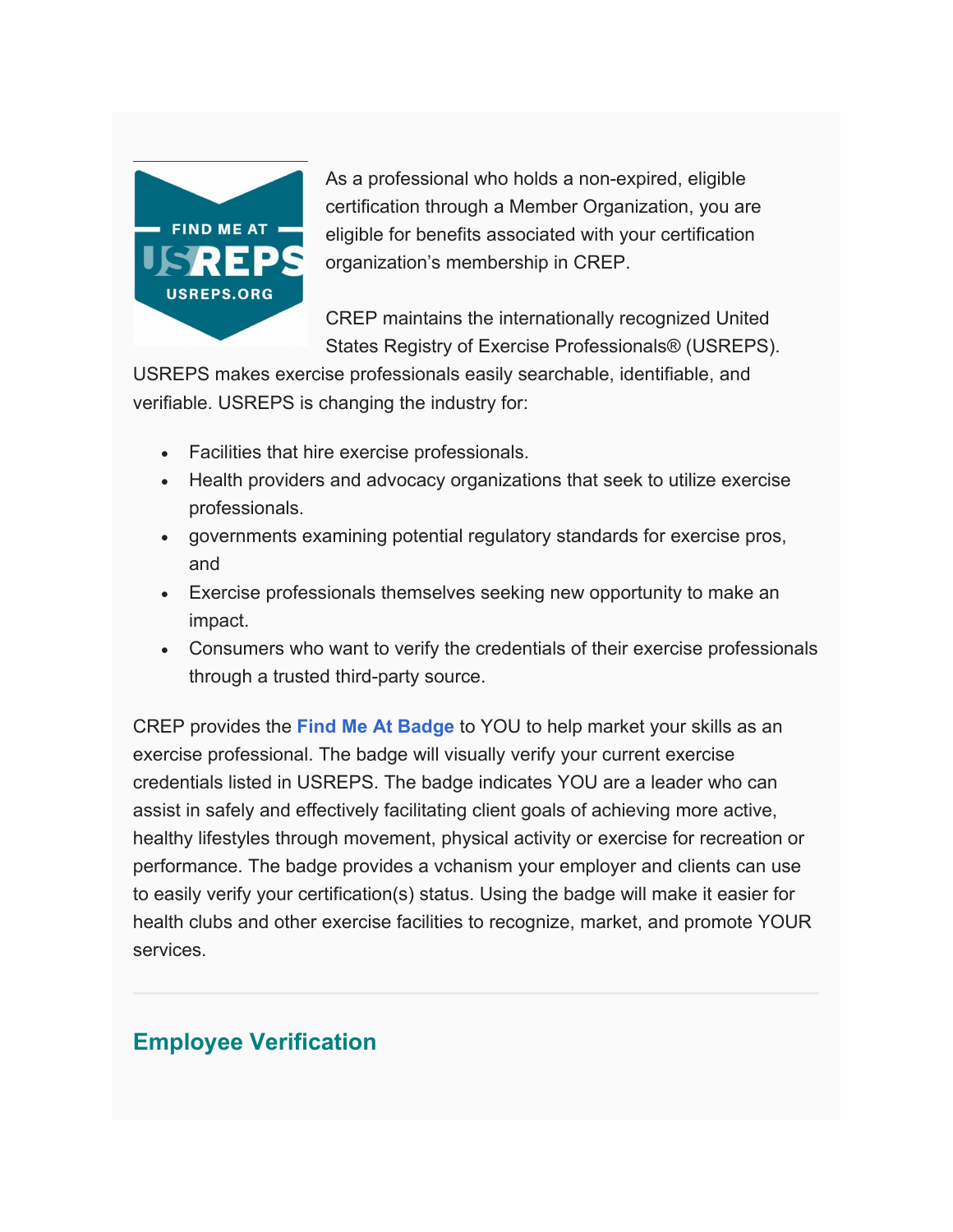As a professional who holds a non-expired, eligible certification through a Member Organization, you are eligible for benefits associated with your certification organization's membership in CREP.

CREP maintains the internationally recognized United States Registry of Exercise Professionals® (USREPS). USREPS makes exercise professionals easily searchable, identifiable, and verifiable. USREPS is changing the industry for:

- Facilities that hire exercise professionals.
- Health providers and advocacy organizations that seek to utilize exercise professionals.
- governments examining potential regulatory standards for exercise pros, and
- Exercise professionals themselves seeking new opportunity to make an impact.
- Consumers who want to verify the credentials of their exercise professionals through a trusted third-party source.

CREP provides the **Find Me At Badge** to YOU to help market your skills as an exercise professional. The badge will visually verify your current exercise credentials listed in USREPS. The badge indicates YOU are a leader who can assist in safely and effectively facilitating client goals of achieving more active, healthy lifestyles through movement, physical activity or exercise for recreation or performance. The badge provides a vchanism your employer and clients can use to easily verify your certification(s) status. Using the badge will make it easier for health clubs and other exercise facilities to recognize, market, and promote YOUR services.

---

## Employee Verification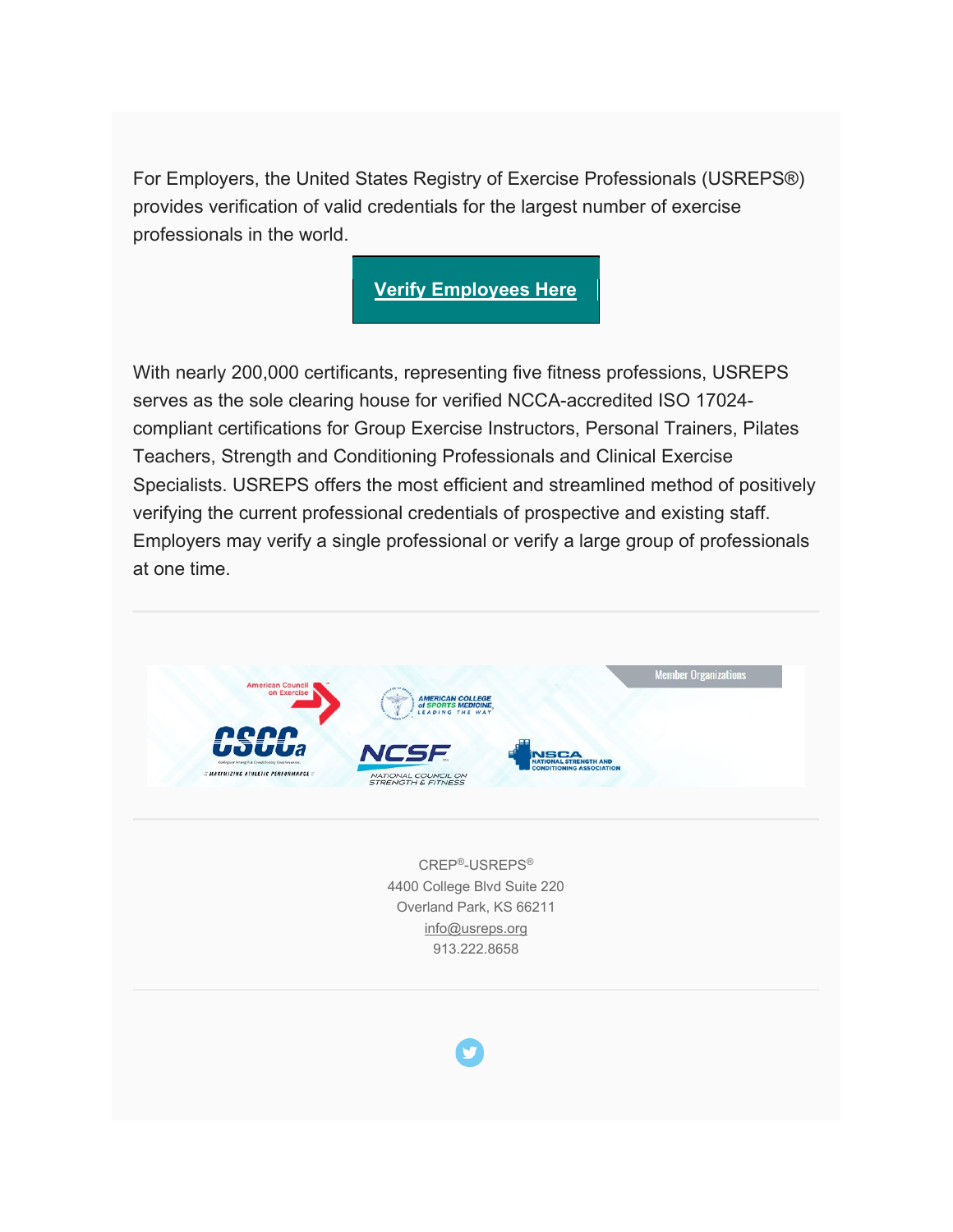For Employers, the United States Registry of Exercise Professionals (USREPS®) provides verification of valid credentials for the largest number of exercise professionals in the world.

**Verify Employees Here**

With nearly 200,000 certificants, representing five fitness professions, USREPS serves as the sole clearing house for verified NCCA-accredited ISO 17024-compliant certifications for Group Exercise Instructors, Personal Trainers, Pilates Teachers, Strength and Conditioning Professionals and Clinical Exercise Specialists. USREPS offers the most efficient and streamlined method of positively verifying the current professional credentials of prospective and existing staff. Employers may verify a single professional or verify a large group of professionals at one time.

---

Member Organizations

American Council on Exercise

American College of Sports Medicine, Leading the Way

CSCCa – Collegiate Strength & Conditioning Coaches association – Maximizing Athletic Performance

NCSF – National Council on Strength & Fitness

NSCA – National Strength and Conditioning Association

---

CREP®-USREPS®
4400 College Blvd Suite 220
Overland Park, KS 66211
info@usreps.org
913.222.8658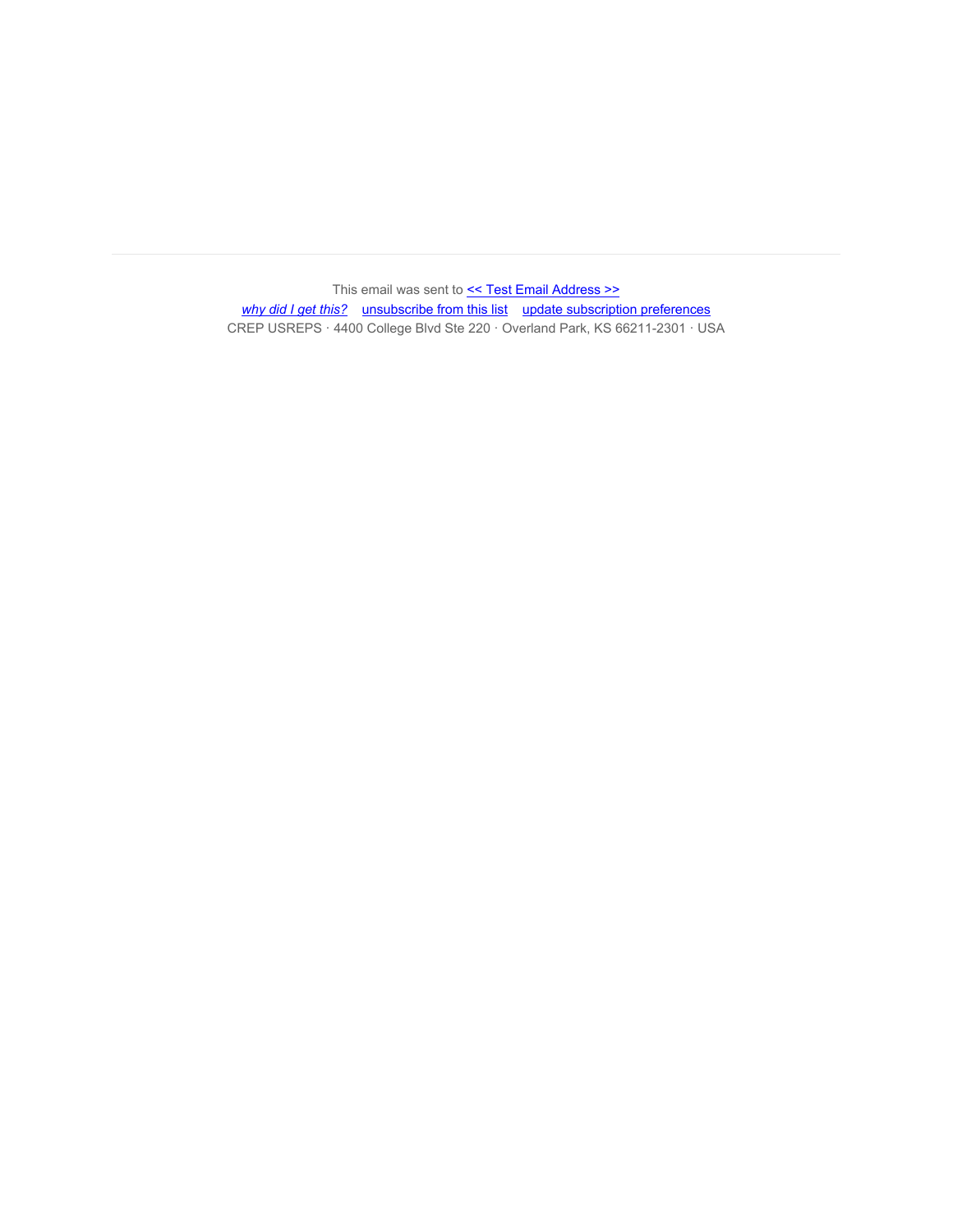This email was sent to << Test Email Address >>

*why did I get this?*    unsubscribe from this list    update subscription preferences

CREP USREPS · 4400 College Blvd Ste 220 · Overland Park, KS 66211-2301 · USA